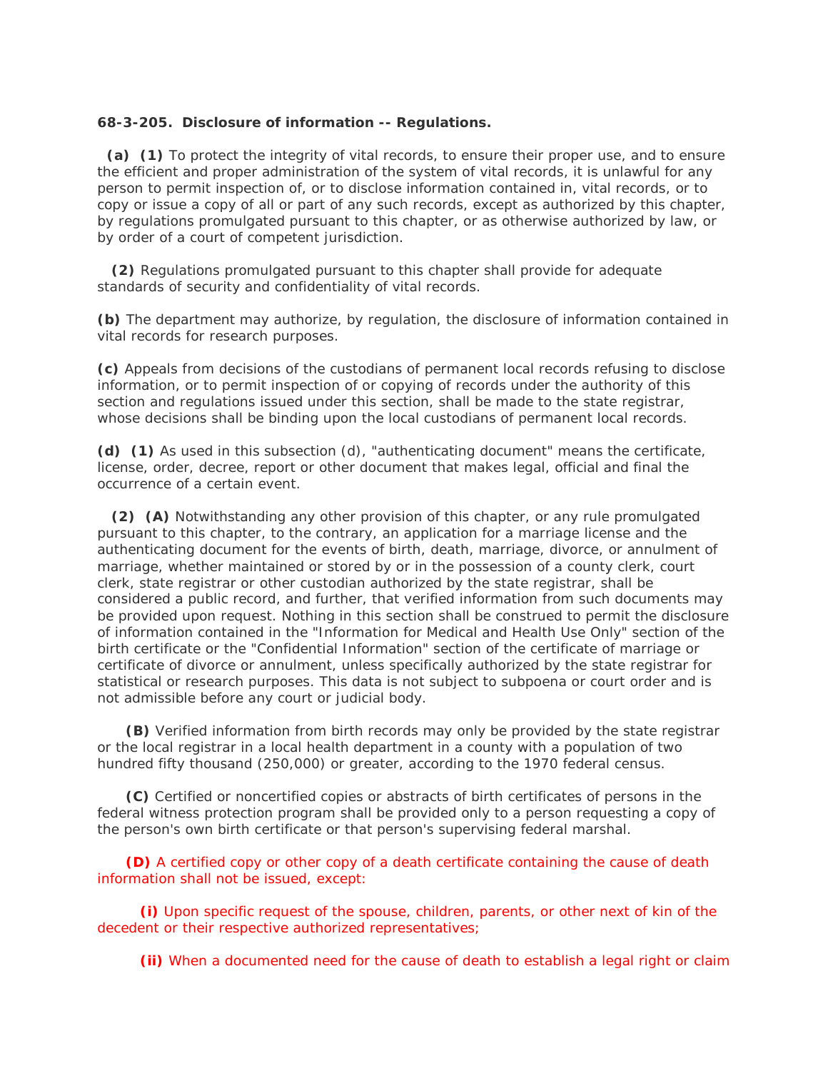**68-3-205. Disclosure of information -- Regulations.**

**(a) (1)** To protect the integrity of vital records, to ensure their proper use, and to ensure the efficient and proper administration of the system of vital records, it is unlawful for any person to permit inspection of, or to disclose information contained in, vital records, or to copy or issue a copy of all or part of any such records, except as authorized by this chapter, by regulations promulgated pursuant to this chapter, or as otherwise authorized by law, or by order of a court of competent jurisdiction.

**(2)** Regulations promulgated pursuant to this chapter shall provide for adequate standards of security and confidentiality of vital records.

**(b)** The department may authorize, by regulation, the disclosure of information contained in vital records for research purposes.

**(c)** Appeals from decisions of the custodians of permanent local records refusing to disclose information, or to permit inspection of or copying of records under the authority of this section and regulations issued under this section, shall be made to the state registrar, whose decisions shall be binding upon the local custodians of permanent local records.

**(d) (1)** As used in this subsection (d), "authenticating document" means the certificate, license, order, decree, report or other document that makes legal, official and final the occurrence of a certain event.

**(2) (A)** Notwithstanding any other provision of this chapter, or any rule promulgated pursuant to this chapter, to the contrary, an application for a marriage license and the authenticating document for the events of birth, death, marriage, divorce, or annulment of marriage, whether maintained or stored by or in the possession of a county clerk, court clerk, state registrar or other custodian authorized by the state registrar, shall be considered a public record, and further, that verified information from such documents may be provided upon request. Nothing in this section shall be construed to permit the disclosure of information contained in the "Information for Medical and Health Use Only" section of the birth certificate or the "Confidential Information" section of the certificate of marriage or certificate of divorce or annulment, unless specifically authorized by the state registrar for statistical or research purposes. This data is not subject to subpoena or court order and is not admissible before any court or judicial body.

**(B)** Verified information from birth records may only be provided by the state registrar or the local registrar in a local health department in a county with a population of two hundred fifty thousand (250,000) or greater, according to the 1970 federal census.

**(C)** Certified or noncertified copies or abstracts of birth certificates of persons in the federal witness protection program shall be provided only to a person requesting a copy of the person's own birth certificate or that person's supervising federal marshal.

**(D)** A certified copy or other copy of a death certificate containing the cause of death information shall not be issued, except:

**(i)** Upon specific request of the spouse, children, parents, or other next of kin of the decedent or their respective authorized representatives;

**(ii)** When a documented need for the cause of death to establish a legal right or claim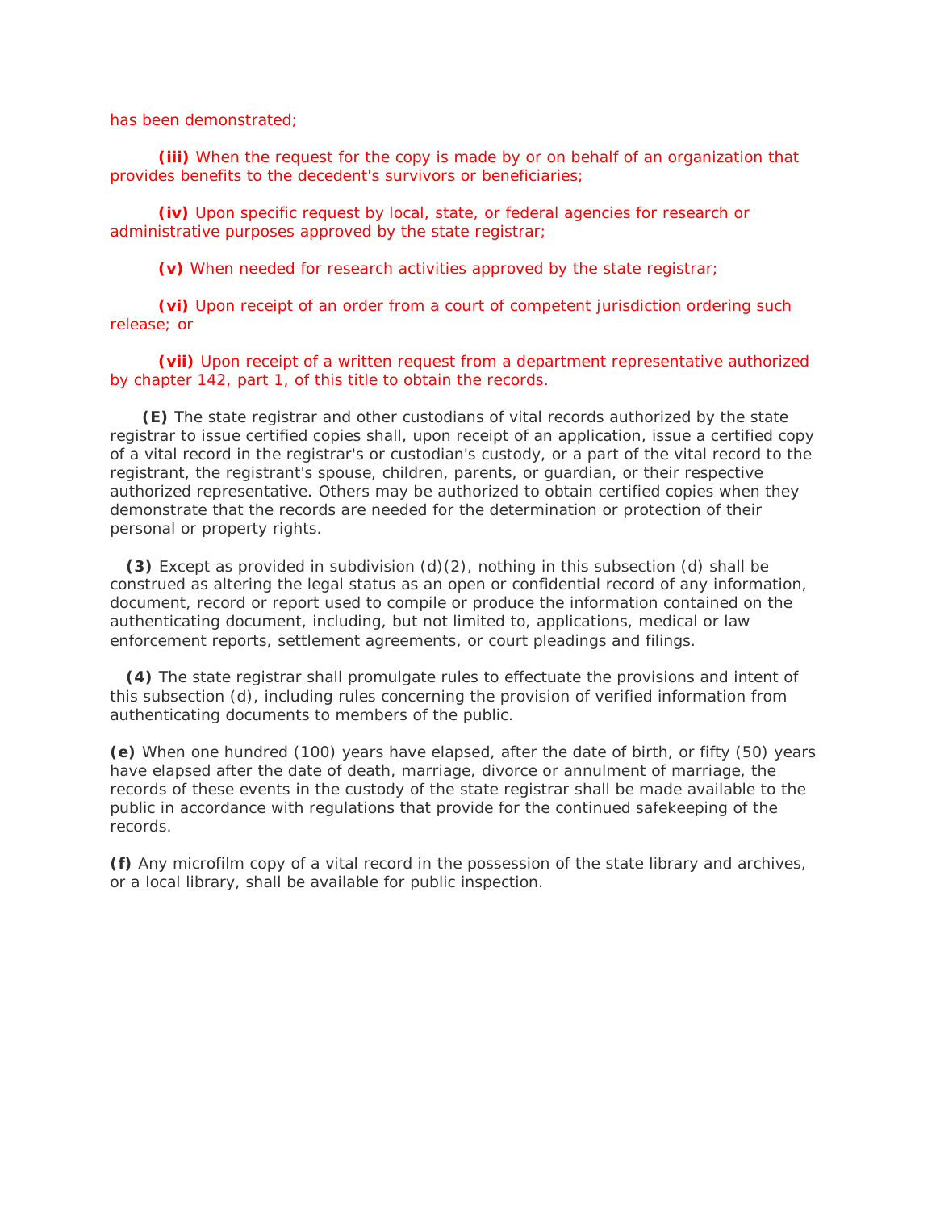has been demonstrated;

**(iii)** When the request for the copy is made by or on behalf of an organization that provides benefits to the decedent's survivors or beneficiaries;

**(iv)** Upon specific request by local, state, or federal agencies for research or administrative purposes approved by the state registrar;

**(v)** When needed for research activities approved by the state registrar;

**(vi)** Upon receipt of an order from a court of competent jurisdiction ordering such release; or

**(vii)** Upon receipt of a written request from a department representative authorized by chapter 142, part 1, of this title to obtain the records.

**(E)** The state registrar and other custodians of vital records authorized by the state registrar to issue certified copies shall, upon receipt of an application, issue a certified copy of a vital record in the registrar's or custodian's custody, or a part of the vital record to the registrant, the registrant's spouse, children, parents, or guardian, or their respective authorized representative. Others may be authorized to obtain certified copies when they demonstrate that the records are needed for the determination or protection of their personal or property rights.

**(3)** Except as provided in subdivision (d)(2), nothing in this subsection (d) shall be construed as altering the legal status as an open or confidential record of any information, document, record or report used to compile or produce the information contained on the authenticating document, including, but not limited to, applications, medical or law enforcement reports, settlement agreements, or court pleadings and filings.

**(4)** The state registrar shall promulgate rules to effectuate the provisions and intent of this subsection (d), including rules concerning the provision of verified information from authenticating documents to members of the public.

**(e)** When one hundred (100) years have elapsed, after the date of birth, or fifty (50) years have elapsed after the date of death, marriage, divorce or annulment of marriage, the records of these events in the custody of the state registrar shall be made available to the public in accordance with regulations that provide for the continued safekeeping of the records.

**(f)** Any microfilm copy of a vital record in the possession of the state library and archives, or a local library, shall be available for public inspection.